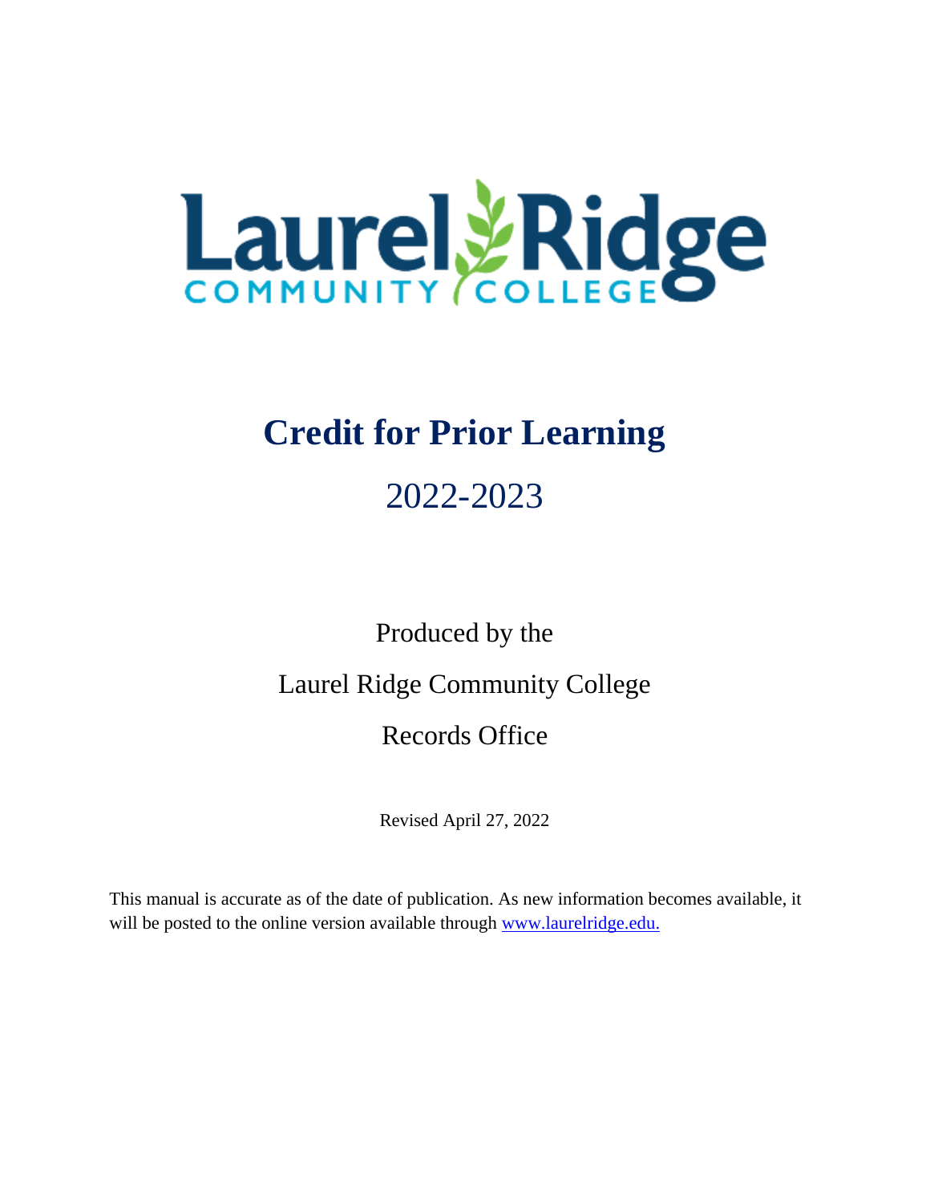Laurel Ridge COMMUNITY COLLEGE

# Credit for Prior Learning

## 2022-2023

Produced by the

Laurel Ridge Community College

Records Office

Revised April 27, 2022

This manual is accurate as of the date of publication. As new information becomes available, it will be posted to the online version available through www.laurelridge.edu.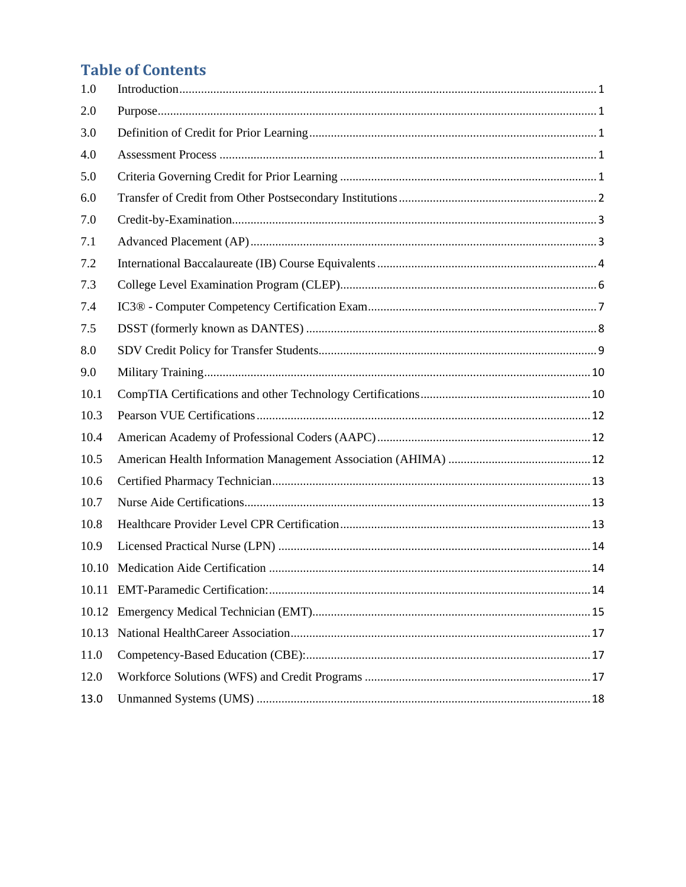# Table of Contents

| | | |
|---|---|---|
| 1.0 | Introduction | 1 |
| 2.0 | Purpose | 1 |
| 3.0 | Definition of Credit for Prior Learning | 1 |
| 4.0 | Assessment Process | 1 |
| 5.0 | Criteria Governing Credit for Prior Learning | 1 |
| 6.0 | Transfer of Credit from Other Postsecondary Institutions | 2 |
| 7.0 | Credit-by-Examination | 3 |
| 7.1 | Advanced Placement (AP) | 3 |
| 7.2 | International Baccalaureate (IB) Course Equivalents | 4 |
| 7.3 | College Level Examination Program (CLEP) | 6 |
| 7.4 | IC3® - Computer Competency Certification Exam | 7 |
| 7.5 | DSST (formerly known as DANTES) | 8 |
| 8.0 | SDV Credit Policy for Transfer Students | 9 |
| 9.0 | Military Training | 10 |
| 10.1 | CompTIA Certifications and other Technology Certifications | 10 |
| 10.3 | Pearson VUE Certifications | 12 |
| 10.4 | American Academy of Professional Coders (AAPC) | 12 |
| 10.5 | American Health Information Management Association (AHIMA) | 12 |
| 10.6 | Certified Pharmacy Technician | 13 |
| 10.7 | Nurse Aide Certifications | 13 |
| 10.8 | Healthcare Provider Level CPR Certification | 13 |
| 10.9 | Licensed Practical Nurse (LPN) | 14 |
| 10.10 | Medication Aide Certification | 14 |
| 10.11 | EMT-Paramedic Certification: | 14 |
| 10.12 | Emergency Medical Technician (EMT) | 15 |
| 10.13 | National HealthCareer Association | 17 |
| 11.0 | Competency-Based Education (CBE): | 17 |
| 12.0 | Workforce Solutions (WFS) and Credit Programs | 17 |
| 13.0 | Unmanned Systems (UMS) | 18 |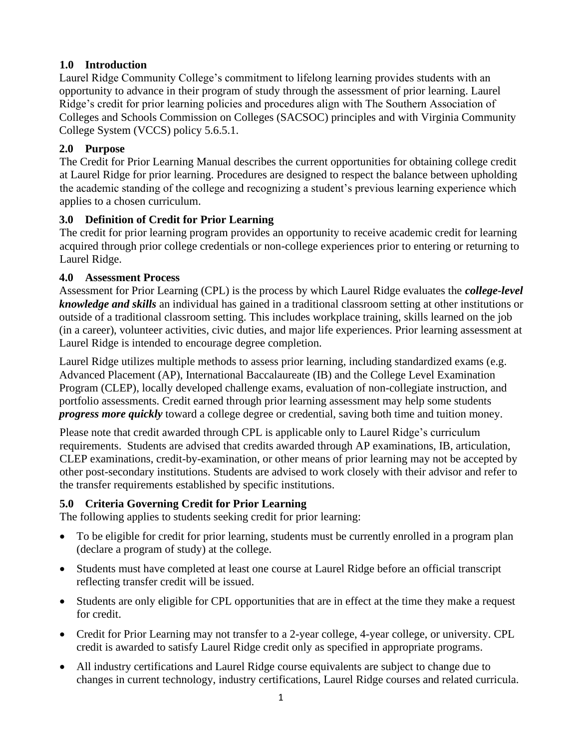## 1.0 Introduction

Laurel Ridge Community College's commitment to lifelong learning provides students with an opportunity to advance in their program of study through the assessment of prior learning. Laurel Ridge's credit for prior learning policies and procedures align with The Southern Association of Colleges and Schools Commission on Colleges (SACSOC) principles and with Virginia Community College System (VCCS) policy 5.6.5.1.

## 2.0 Purpose

The Credit for Prior Learning Manual describes the current opportunities for obtaining college credit at Laurel Ridge for prior learning. Procedures are designed to respect the balance between upholding the academic standing of the college and recognizing a student's previous learning experience which applies to a chosen curriculum.

## 3.0 Definition of Credit for Prior Learning

The credit for prior learning program provides an opportunity to receive academic credit for learning acquired through prior college credentials or non-college experiences prior to entering or returning to Laurel Ridge.

## 4.0 Assessment Process

Assessment for Prior Learning (CPL) is the process by which Laurel Ridge evaluates the ***college-level knowledge and skills*** an individual has gained in a traditional classroom setting at other institutions or outside of a traditional classroom setting. This includes workplace training, skills learned on the job (in a career), volunteer activities, civic duties, and major life experiences. Prior learning assessment at Laurel Ridge is intended to encourage degree completion.

Laurel Ridge utilizes multiple methods to assess prior learning, including standardized exams (e.g. Advanced Placement (AP), International Baccalaureate (IB) and the College Level Examination Program (CLEP), locally developed challenge exams, evaluation of non-collegiate instruction, and portfolio assessments. Credit earned through prior learning assessment may help some students ***progress more quickly*** toward a college degree or credential, saving both time and tuition money.

Please note that credit awarded through CPL is applicable only to Laurel Ridge's curriculum requirements. Students are advised that credits awarded through AP examinations, IB, articulation, CLEP examinations, credit-by-examination, or other means of prior learning may not be accepted by other post-secondary institutions. Students are advised to work closely with their advisor and refer to the transfer requirements established by specific institutions.

## 5.0 Criteria Governing Credit for Prior Learning

The following applies to students seeking credit for prior learning:

- To be eligible for credit for prior learning, students must be currently enrolled in a program plan (declare a program of study) at the college.
- Students must have completed at least one course at Laurel Ridge before an official transcript reflecting transfer credit will be issued.
- Students are only eligible for CPL opportunities that are in effect at the time they make a request for credit.
- Credit for Prior Learning may not transfer to a 2-year college, 4-year college, or university. CPL credit is awarded to satisfy Laurel Ridge credit only as specified in appropriate programs.
- All industry certifications and Laurel Ridge course equivalents are subject to change due to changes in current technology, industry certifications, Laurel Ridge courses and related curricula.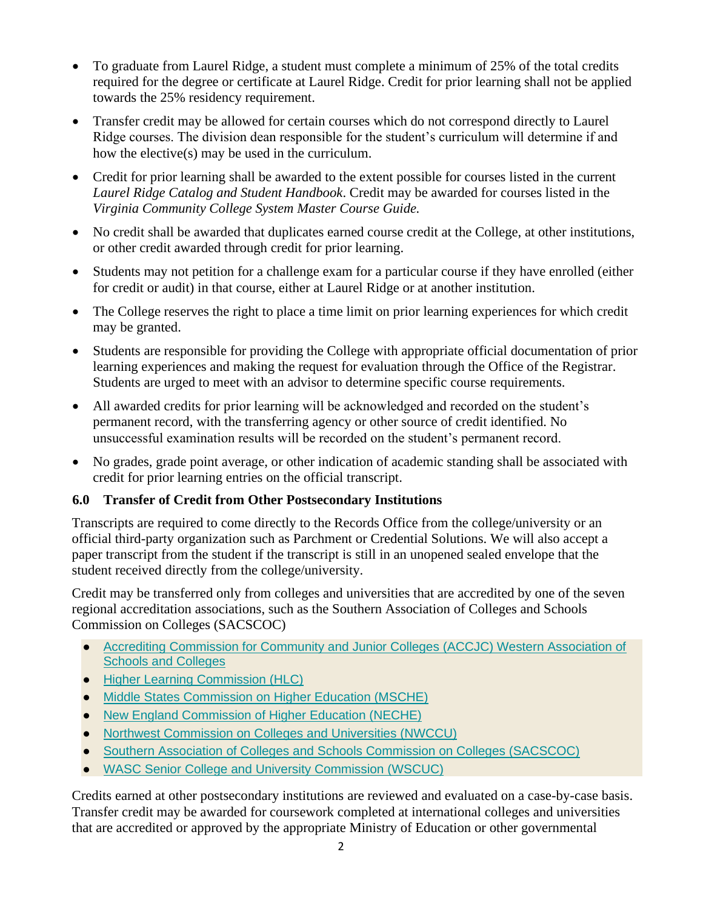- To graduate from Laurel Ridge, a student must complete a minimum of 25% of the total credits required for the degree or certificate at Laurel Ridge. Credit for prior learning shall not be applied towards the 25% residency requirement.
- Transfer credit may be allowed for certain courses which do not correspond directly to Laurel Ridge courses. The division dean responsible for the student's curriculum will determine if and how the elective(s) may be used in the curriculum.
- Credit for prior learning shall be awarded to the extent possible for courses listed in the current *Laurel Ridge Catalog and Student Handbook*. Credit may be awarded for courses listed in the *Virginia Community College System Master Course Guide.*
- No credit shall be awarded that duplicates earned course credit at the College, at other institutions, or other credit awarded through credit for prior learning.
- Students may not petition for a challenge exam for a particular course if they have enrolled (either for credit or audit) in that course, either at Laurel Ridge or at another institution.
- The College reserves the right to place a time limit on prior learning experiences for which credit may be granted.
- Students are responsible for providing the College with appropriate official documentation of prior learning experiences and making the request for evaluation through the Office of the Registrar. Students are urged to meet with an advisor to determine specific course requirements.
- All awarded credits for prior learning will be acknowledged and recorded on the student's permanent record, with the transferring agency or other source of credit identified. No unsuccessful examination results will be recorded on the student's permanent record.
- No grades, grade point average, or other indication of academic standing shall be associated with credit for prior learning entries on the official transcript.

### 6.0 Transfer of Credit from Other Postsecondary Institutions

Transcripts are required to come directly to the Records Office from the college/university or an official third-party organization such as Parchment or Credential Solutions. We will also accept a paper transcript from the student if the transcript is still in an unopened sealed envelope that the student received directly from the college/university.

Credit may be transferred only from colleges and universities that are accredited by one of the seven regional accreditation associations, such as the Southern Association of Colleges and Schools Commission on Colleges (SACSCOC)

- Accrediting Commission for Community and Junior Colleges (ACCJC) Western Association of Schools and Colleges
- Higher Learning Commission (HLC)
- Middle States Commission on Higher Education (MSCHE)
- New England Commission of Higher Education (NECHE)
- Northwest Commission on Colleges and Universities (NWCCU)
- Southern Association of Colleges and Schools Commission on Colleges (SACSCOC)
- WASC Senior College and University Commission (WSCUC)

Credits earned at other postsecondary institutions are reviewed and evaluated on a case-by-case basis. Transfer credit may be awarded for coursework completed at international colleges and universities that are accredited or approved by the appropriate Ministry of Education or other governmental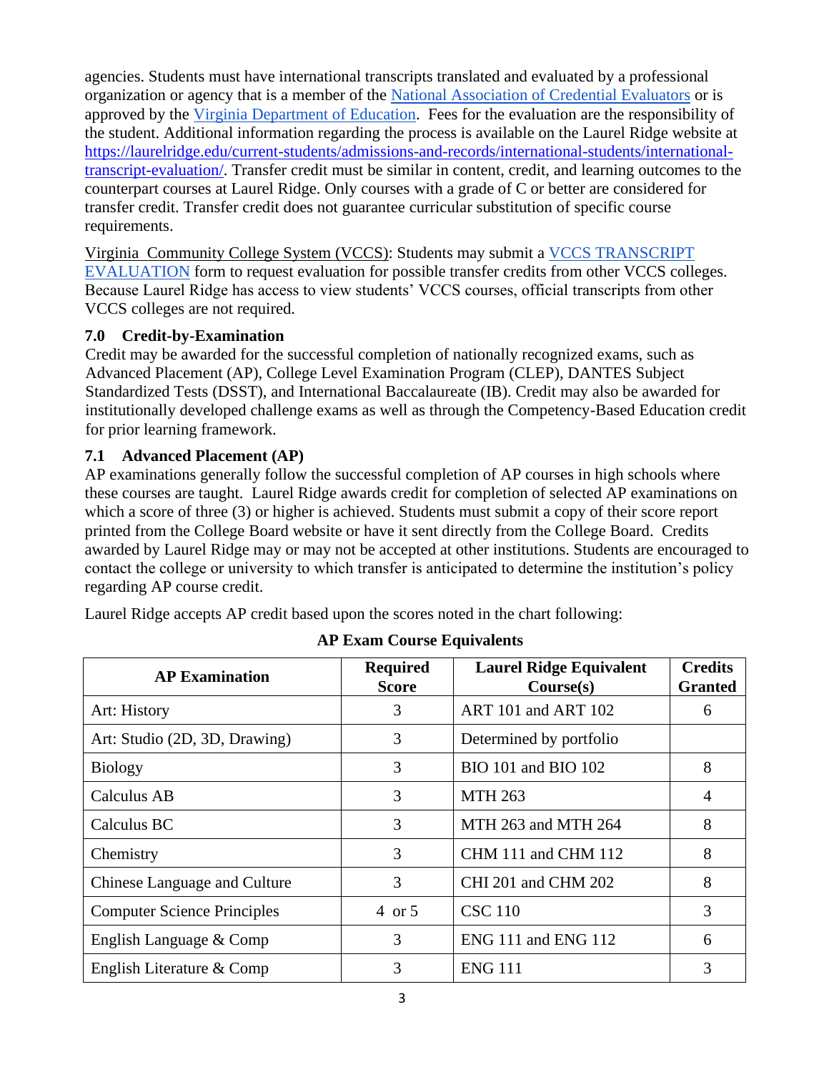agencies. Students must have international transcripts translated and evaluated by a professional organization or agency that is a member of the National Association of Credential Evaluators or is approved by the Virginia Department of Education. Fees for the evaluation are the responsibility of the student. Additional information regarding the process is available on the Laurel Ridge website at https://laurelridge.edu/current-students/admissions-and-records/international-students/international-transcript-evaluation/. Transfer credit must be similar in content, credit, and learning outcomes to the counterpart courses at Laurel Ridge. Only courses with a grade of C or better are considered for transfer credit. Transfer credit does not guarantee curricular substitution of specific course requirements.

Virginia Community College System (VCCS): Students may submit a VCCS TRANSCRIPT EVALUATION form to request evaluation for possible transfer credits from other VCCS colleges. Because Laurel Ridge has access to view students' VCCS courses, official transcripts from other VCCS colleges are not required.

## 7.0 Credit-by-Examination

Credit may be awarded for the successful completion of nationally recognized exams, such as Advanced Placement (AP), College Level Examination Program (CLEP), DANTES Subject Standardized Tests (DSST), and International Baccalaureate (IB). Credit may also be awarded for institutionally developed challenge exams as well as through the Competency-Based Education credit for prior learning framework.

### 7.1 Advanced Placement (AP)

AP examinations generally follow the successful completion of AP courses in high schools where these courses are taught. Laurel Ridge awards credit for completion of selected AP examinations on which a score of three (3) or higher is achieved. Students must submit a copy of their score report printed from the College Board website or have it sent directly from the College Board. Credits awarded by Laurel Ridge may or may not be accepted at other institutions. Students are encouraged to contact the college or university to which transfer is anticipated to determine the institution's policy regarding AP course credit.

Laurel Ridge accepts AP credit based upon the scores noted in the chart following:

**AP Exam Course Equivalents**

| AP Examination | Required Score | Laurel Ridge Equivalent Course(s) | Credits Granted |
|---|---|---|---|
| Art: History | 3 | ART 101 and ART 102 | 6 |
| Art: Studio (2D, 3D, Drawing) | 3 | Determined by portfolio | |
| Biology | 3 | BIO 101 and BIO 102 | 8 |
| Calculus AB | 3 | MTH 263 | 4 |
| Calculus BC | 3 | MTH 263 and MTH 264 | 8 |
| Chemistry | 3 | CHM 111 and CHM 112 | 8 |
| Chinese Language and Culture | 3 | CHI 201 and CHM 202 | 8 |
| Computer Science Principles | 4 or 5 | CSC 110 | 3 |
| English Language & Comp | 3 | ENG 111 and ENG 112 | 6 |
| English Literature & Comp | 3 | ENG 111 | 3 |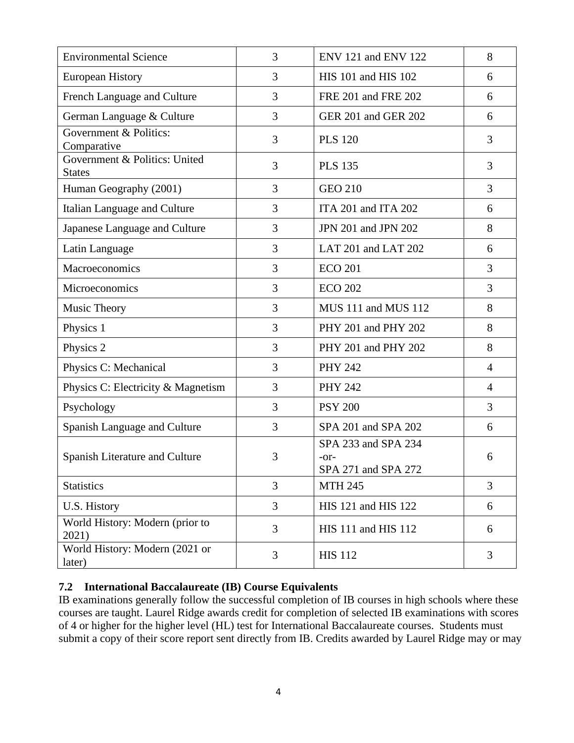| Environmental Science | 3 | ENV 121 and ENV 122 | 8 |
|---|---|---|---|
| European History | 3 | HIS 101 and HIS 102 | 6 |
| French Language and Culture | 3 | FRE 201 and FRE 202 | 6 |
| German Language & Culture | 3 | GER 201 and GER 202 | 6 |
| Government & Politics: Comparative | 3 | PLS 120 | 3 |
| Government & Politics: United States | 3 | PLS 135 | 3 |
| Human Geography (2001) | 3 | GEO 210 | 3 |
| Italian Language and Culture | 3 | ITA 201 and ITA 202 | 6 |
| Japanese Language and Culture | 3 | JPN 201 and JPN 202 | 8 |
| Latin Language | 3 | LAT 201 and LAT 202 | 6 |
| Macroeconomics | 3 | ECO 201 | 3 |
| Microeconomics | 3 | ECO 202 | 3 |
| Music Theory | 3 | MUS 111 and MUS 112 | 8 |
| Physics 1 | 3 | PHY 201 and PHY 202 | 8 |
| Physics 2 | 3 | PHY 201 and PHY 202 | 8 |
| Physics C: Mechanical | 3 | PHY 242 | 4 |
| Physics C: Electricity & Magnetism | 3 | PHY 242 | 4 |
| Psychology | 3 | PSY 200 | 3 |
| Spanish Language and Culture | 3 | SPA 201 and SPA 202 | 6 |
| Spanish Literature and Culture | 3 | SPA 233 and SPA 234 -or- SPA 271 and SPA 272 | 6 |
| Statistics | 3 | MTH 245 | 3 |
| U.S. History | 3 | HIS 121 and HIS 122 | 6 |
| World History: Modern (prior to 2021) | 3 | HIS 111 and HIS 112 | 6 |
| World History: Modern (2021 or later) | 3 | HIS 112 | 3 |

### 7.2 International Baccalaureate (IB) Course Equivalents

IB examinations generally follow the successful completion of IB courses in high schools where these courses are taught. Laurel Ridge awards credit for completion of selected IB examinations with scores of 4 or higher for the higher level (HL) test for International Baccalaureate courses. Students must submit a copy of their score report sent directly from IB. Credits awarded by Laurel Ridge may or may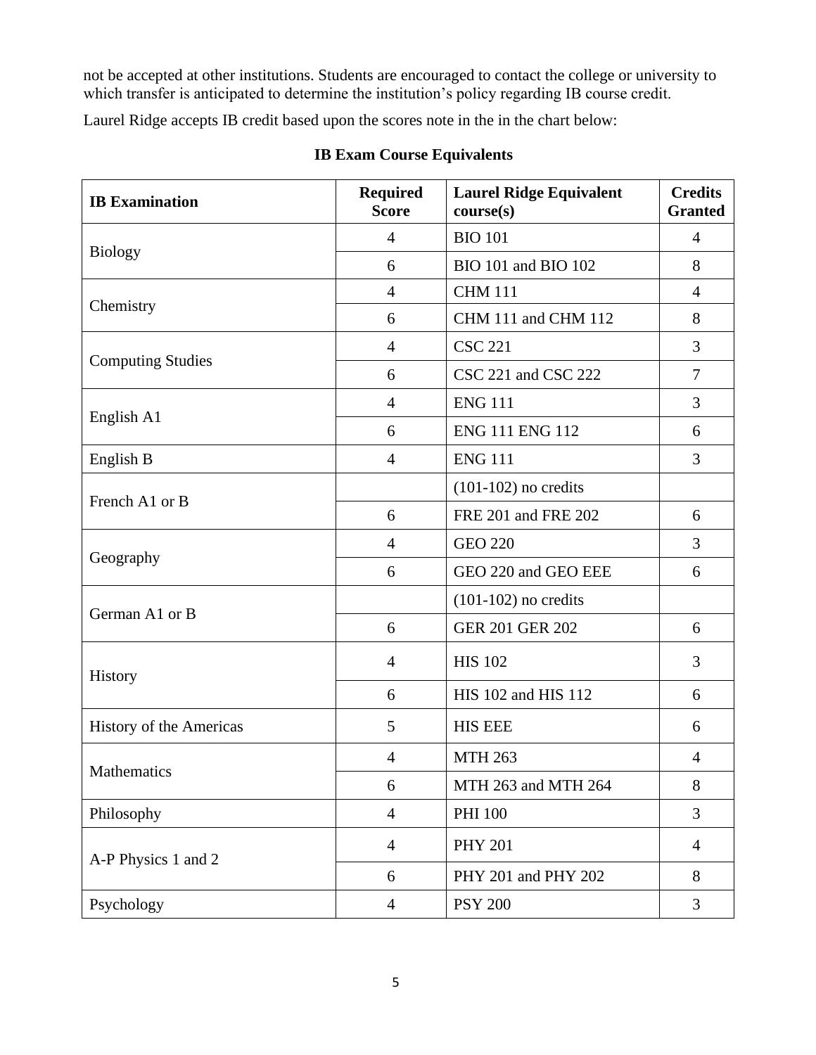not be accepted at other institutions. Students are encouraged to contact the college or university to which transfer is anticipated to determine the institution's policy regarding IB course credit.

Laurel Ridge accepts IB credit based upon the scores note in the in the chart below:

**IB Exam Course Equivalents**

| IB Examination | Required Score | Laurel Ridge Equivalent course(s) | Credits Granted |
|---|---|---|---|
| Biology | 4 | BIO 101 | 4 |
| | 6 | BIO 101 and BIO 102 | 8 |
| Chemistry | 4 | CHM 111 | 4 |
| | 6 | CHM 111 and CHM 112 | 8 |
| Computing Studies | 4 | CSC 221 | 3 |
| | 6 | CSC 221 and CSC 222 | 7 |
| English A1 | 4 | ENG 111 | 3 |
| | 6 | ENG 111 ENG 112 | 6 |
| English B | 4 | ENG 111 | 3 |
| French A1 or B | | (101-102) no credits | |
| | 6 | FRE 201 and FRE 202 | 6 |
| Geography | 4 | GEO 220 | 3 |
| | 6 | GEO 220 and GEO EEE | 6 |
| German A1 or B | | (101-102) no credits | |
| | 6 | GER 201 GER 202 | 6 |
| History | 4 | HIS 102 | 3 |
| | 6 | HIS 102 and HIS 112 | 6 |
| History of the Americas | 5 | HIS EEE | 6 |
| Mathematics | 4 | MTH 263 | 4 |
| | 6 | MTH 263 and MTH 264 | 8 |
| Philosophy | 4 | PHI 100 | 3 |
| A-P Physics 1 and 2 | 4 | PHY 201 | 4 |
| | 6 | PHY 201 and PHY 202 | 8 |
| Psychology | 4 | PSY 200 | 3 |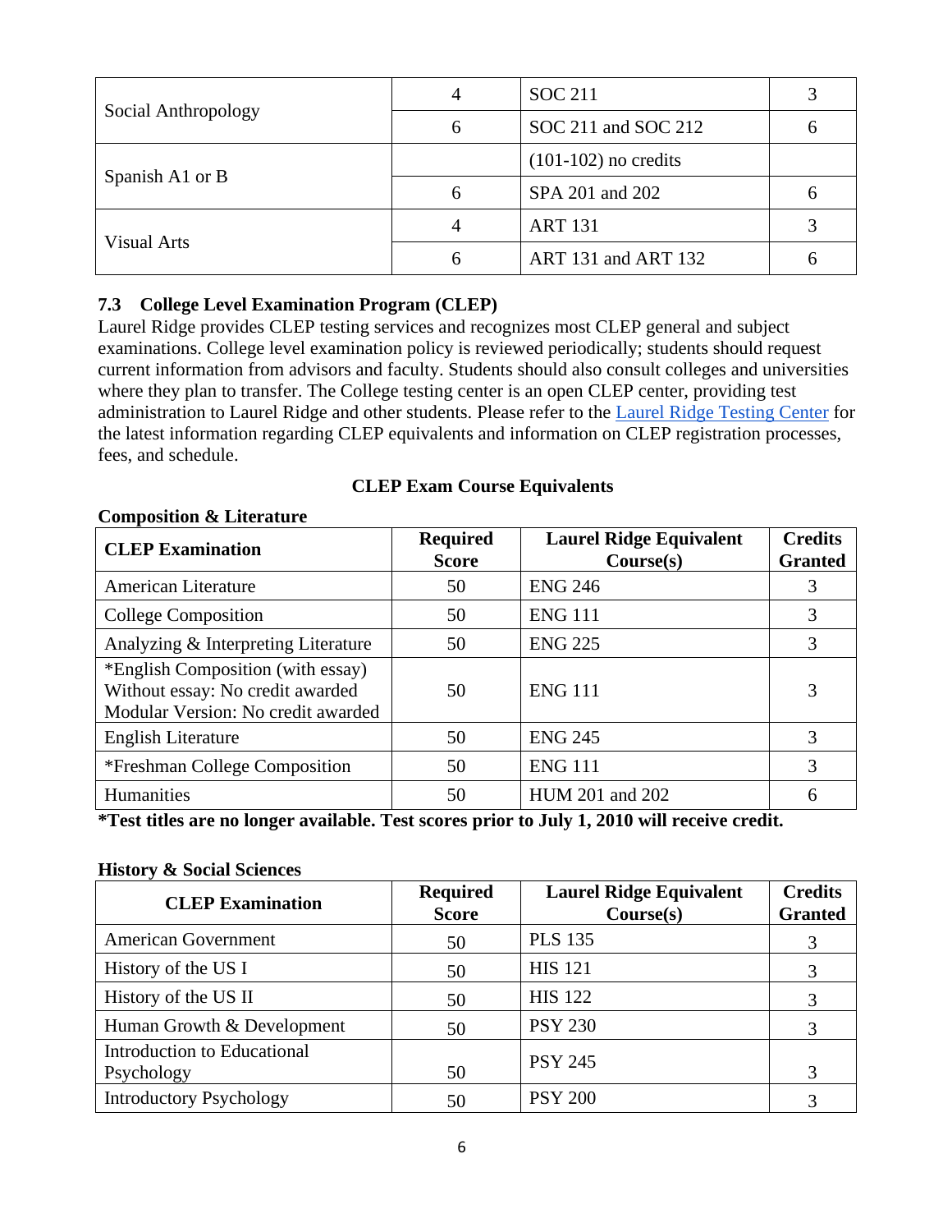| Social Anthropology | 4 | SOC 211 | 3 |
|---|---|---|---|
| | 6 | SOC 211 and SOC 212 | 6 |
| Spanish A1 or B | | (101-102) no credits | |
| | 6 | SPA 201 and 202 | 6 |
| Visual Arts | 4 | ART 131 | 3 |
| | 6 | ART 131 and ART 132 | 6 |

### 7.3 College Level Examination Program (CLEP)

Laurel Ridge provides CLEP testing services and recognizes most CLEP general and subject examinations. College level examination policy is reviewed periodically; students should request current information from advisors and faculty. Students should also consult colleges and universities where they plan to transfer. The College testing center is an open CLEP center, providing test administration to Laurel Ridge and other students. Please refer to the Laurel Ridge Testing Center for the latest information regarding CLEP equivalents and information on CLEP registration processes, fees, and schedule.

**CLEP Exam Course Equivalents**

**Composition & Literature**

| CLEP Examination | Required Score | Laurel Ridge Equivalent Course(s) | Credits Granted |
|---|---|---|---|
| American Literature | 50 | ENG 246 | 3 |
| College Composition | 50 | ENG 111 | 3 |
| Analyzing & Interpreting Literature | 50 | ENG 225 | 3 |
| *English Composition (with essay)<br>Without essay: No credit awarded<br>Modular Version: No credit awarded | 50 | ENG 111 | 3 |
| English Literature | 50 | ENG 245 | 3 |
| *Freshman College Composition | 50 | ENG 111 | 3 |
| Humanities | 50 | HUM 201 and 202 | 6 |

**\*Test titles are no longer available. Test scores prior to July 1, 2010 will receive credit.**

**History & Social Sciences**

| CLEP Examination | Required Score | Laurel Ridge Equivalent Course(s) | Credits Granted |
|---|---|---|---|
| American Government | 50 | PLS 135 | 3 |
| History of the US I | 50 | HIS 121 | 3 |
| History of the US II | 50 | HIS 122 | 3 |
| Human Growth & Development | 50 | PSY 230 | 3 |
| Introduction to Educational Psychology | 50 | PSY 245 | 3 |
| Introductory Psychology | 50 | PSY 200 | 3 |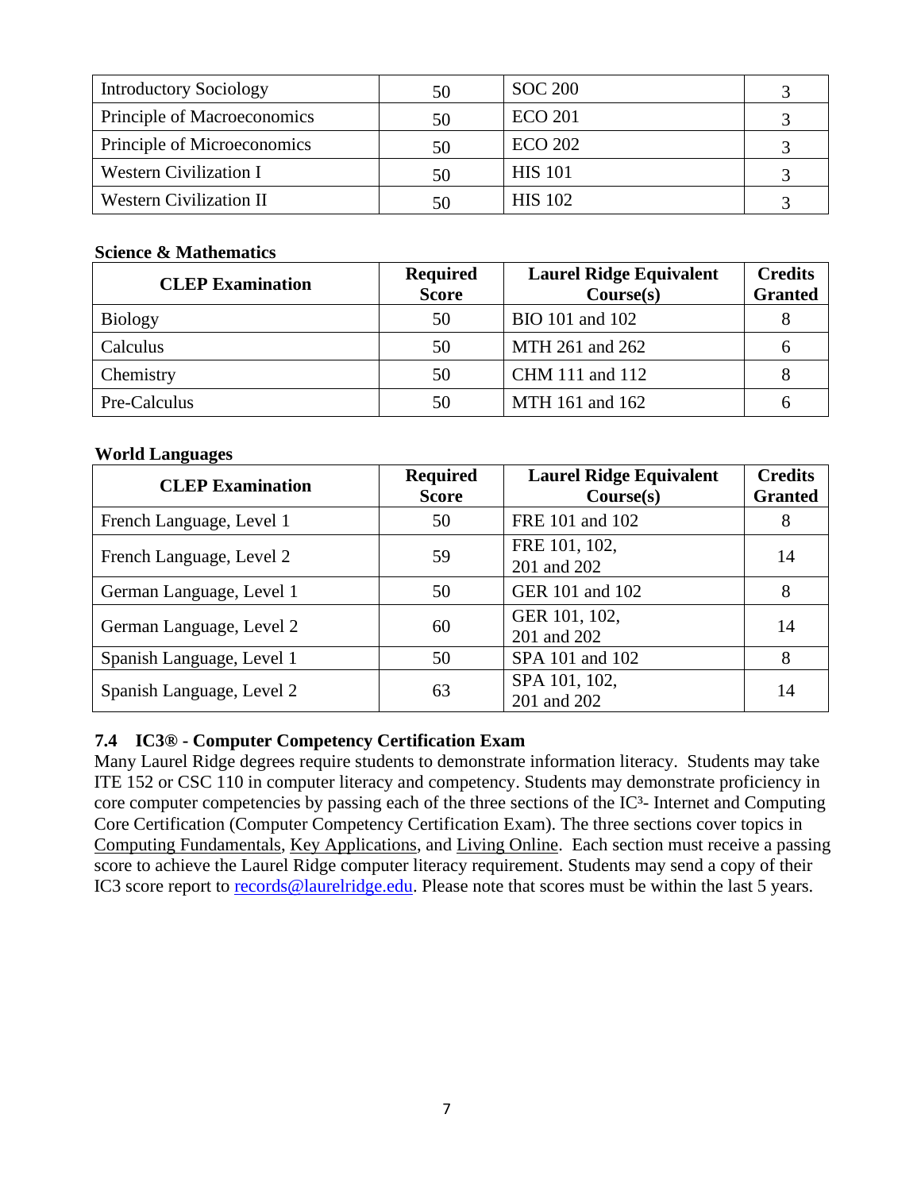| Introductory Sociology | 50 | SOC 200 | 3 |
| --- | --- | --- | --- |
| Principle of Macroeconomics | 50 | ECO 201 | 3 |
| Principle of Microeconomics | 50 | ECO 202 | 3 |
| Western Civilization I | 50 | HIS 101 | 3 |
| Western Civilization II | 50 | HIS 102 | 3 |

**Science & Mathematics**

| CLEP Examination | Required Score | Laurel Ridge Equivalent Course(s) | Credits Granted |
| --- | --- | --- | --- |
| Biology | 50 | BIO 101 and 102 | 8 |
| Calculus | 50 | MTH 261 and 262 | 6 |
| Chemistry | 50 | CHM 111 and 112 | 8 |
| Pre-Calculus | 50 | MTH 161 and 162 | 6 |

**World Languages**

| CLEP Examination | Required Score | Laurel Ridge Equivalent Course(s) | Credits Granted |
| --- | --- | --- | --- |
| French Language, Level 1 | 50 | FRE 101 and 102 | 8 |
| French Language, Level 2 | 59 | FRE 101, 102, 201 and 202 | 14 |
| German Language, Level 1 | 50 | GER 101 and 102 | 8 |
| German Language, Level 2 | 60 | GER 101, 102, 201 and 202 | 14 |
| Spanish Language, Level 1 | 50 | SPA 101 and 102 | 8 |
| Spanish Language, Level 2 | 63 | SPA 101, 102, 201 and 202 | 14 |

### 7.4 IC3® - Computer Competency Certification Exam

Many Laurel Ridge degrees require students to demonstrate information literacy. Students may take ITE 152 or CSC 110 in computer literacy and competency. Students may demonstrate proficiency in core computer competencies by passing each of the three sections of the IC³- Internet and Computing Core Certification (Computer Competency Certification Exam). The three sections cover topics in Computing Fundamentals, Key Applications, and Living Online. Each section must receive a passing score to achieve the Laurel Ridge computer literacy requirement. Students may send a copy of their IC3 score report to records@laurelridge.edu. Please note that scores must be within the last 5 years.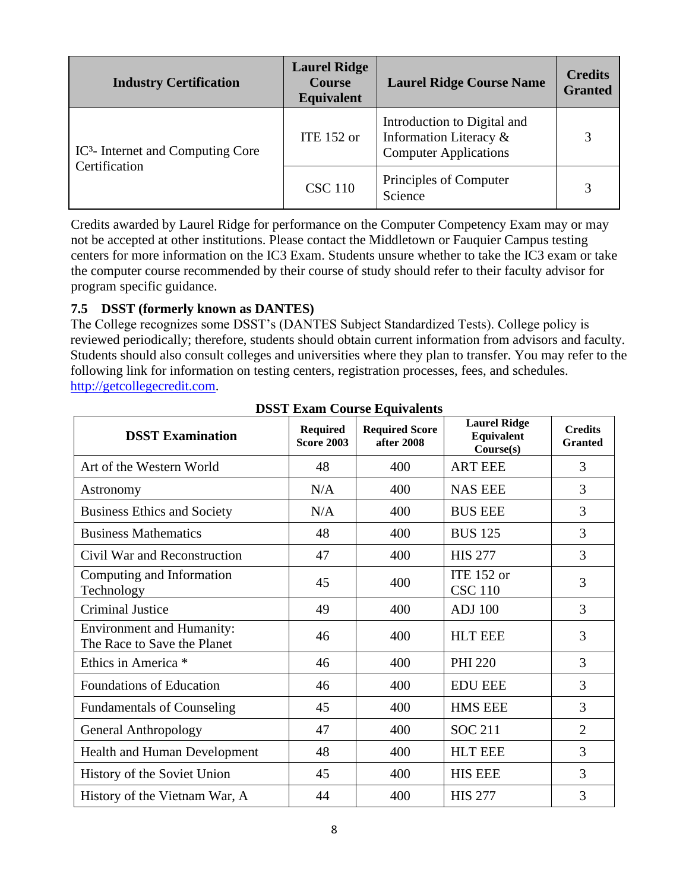| Industry Certification | Laurel Ridge Course Equivalent | Laurel Ridge Course Name | Credits Granted |
|---|---|---|---|
| IC³- Internet and Computing Core Certification | ITE 152 or | Introduction to Digital and Information Literacy & Computer Applications | 3 |
| | CSC 110 | Principles of Computer Science | 3 |

Credits awarded by Laurel Ridge for performance on the Computer Competency Exam may or may not be accepted at other institutions. Please contact the Middletown or Fauquier Campus testing centers for more information on the IC3 Exam. Students unsure whether to take the IC3 exam or take the computer course recommended by their course of study should refer to their faculty advisor for program specific guidance.

### 7.5 DSST (formerly known as DANTES)

The College recognizes some DSST's (DANTES Subject Standardized Tests). College policy is reviewed periodically; therefore, students should obtain current information from advisors and faculty. Students should also consult colleges and universities where they plan to transfer. You may refer to the following link for information on testing centers, registration processes, fees, and schedules. http://getcollegecredit.com.

**DSST Exam Course Equivalents**

| DSST Examination | Required Score 2003 | Required Score after 2008 | Laurel Ridge Equivalent Course(s) | Credits Granted |
|---|---|---|---|---|
| Art of the Western World | 48 | 400 | ART EEE | 3 |
| Astronomy | N/A | 400 | NAS EEE | 3 |
| Business Ethics and Society | N/A | 400 | BUS EEE | 3 |
| Business Mathematics | 48 | 400 | BUS 125 | 3 |
| Civil War and Reconstruction | 47 | 400 | HIS 277 | 3 |
| Computing and Information Technology | 45 | 400 | ITE 152 or CSC 110 | 3 |
| Criminal Justice | 49 | 400 | ADJ 100 | 3 |
| Environment and Humanity: The Race to Save the Planet | 46 | 400 | HLT EEE | 3 |
| Ethics in America * | 46 | 400 | PHI 220 | 3 |
| Foundations of Education | 46 | 400 | EDU EEE | 3 |
| Fundamentals of Counseling | 45 | 400 | HMS EEE | 3 |
| General Anthropology | 47 | 400 | SOC 211 | 2 |
| Health and Human Development | 48 | 400 | HLT EEE | 3 |
| History of the Soviet Union | 45 | 400 | HIS EEE | 3 |
| History of the Vietnam War, A | 44 | 400 | HIS 277 | 3 |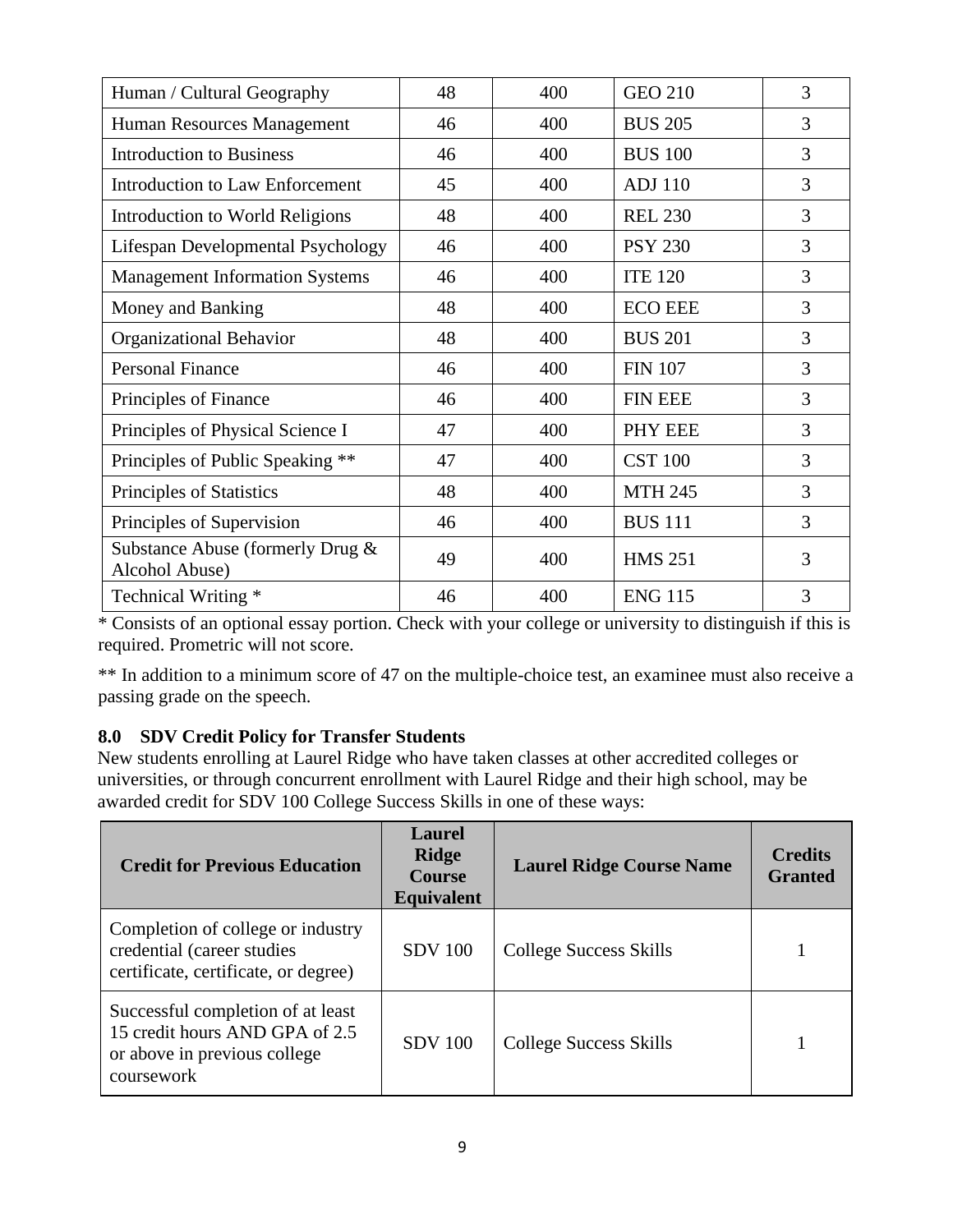| | | | | |
|---|---|---|---|---|
| Human / Cultural Geography | 48 | 400 | GEO 210 | 3 |
| Human Resources Management | 46 | 400 | BUS 205 | 3 |
| Introduction to Business | 46 | 400 | BUS 100 | 3 |
| Introduction to Law Enforcement | 45 | 400 | ADJ 110 | 3 |
| Introduction to World Religions | 48 | 400 | REL 230 | 3 |
| Lifespan Developmental Psychology | 46 | 400 | PSY 230 | 3 |
| Management Information Systems | 46 | 400 | ITE 120 | 3 |
| Money and Banking | 48 | 400 | ECO EEE | 3 |
| Organizational Behavior | 48 | 400 | BUS 201 | 3 |
| Personal Finance | 46 | 400 | FIN 107 | 3 |
| Principles of Finance | 46 | 400 | FIN EEE | 3 |
| Principles of Physical Science I | 47 | 400 | PHY EEE | 3 |
| Principles of Public Speaking ** | 47 | 400 | CST 100 | 3 |
| Principles of Statistics | 48 | 400 | MTH 245 | 3 |
| Principles of Supervision | 46 | 400 | BUS 111 | 3 |
| Substance Abuse (formerly Drug & Alcohol Abuse) | 49 | 400 | HMS 251 | 3 |
| Technical Writing * | 46 | 400 | ENG 115 | 3 |

* Consists of an optional essay portion. Check with your college or university to distinguish if this is required. Prometric will not score.

** In addition to a minimum score of 47 on the multiple-choice test, an examinee must also receive a passing grade on the speech.

### 8.0 SDV Credit Policy for Transfer Students

New students enrolling at Laurel Ridge who have taken classes at other accredited colleges or universities, or through concurrent enrollment with Laurel Ridge and their high school, may be awarded credit for SDV 100 College Success Skills in one of these ways:

| Credit for Previous Education | Laurel Ridge Course Equivalent | Laurel Ridge Course Name | Credits Granted |
|---|---|---|---|
| Completion of college or industry credential (career studies certificate, certificate, or degree) | SDV 100 | College Success Skills | 1 |
| Successful completion of at least 15 credit hours AND GPA of 2.5 or above in previous college coursework | SDV 100 | College Success Skills | 1 |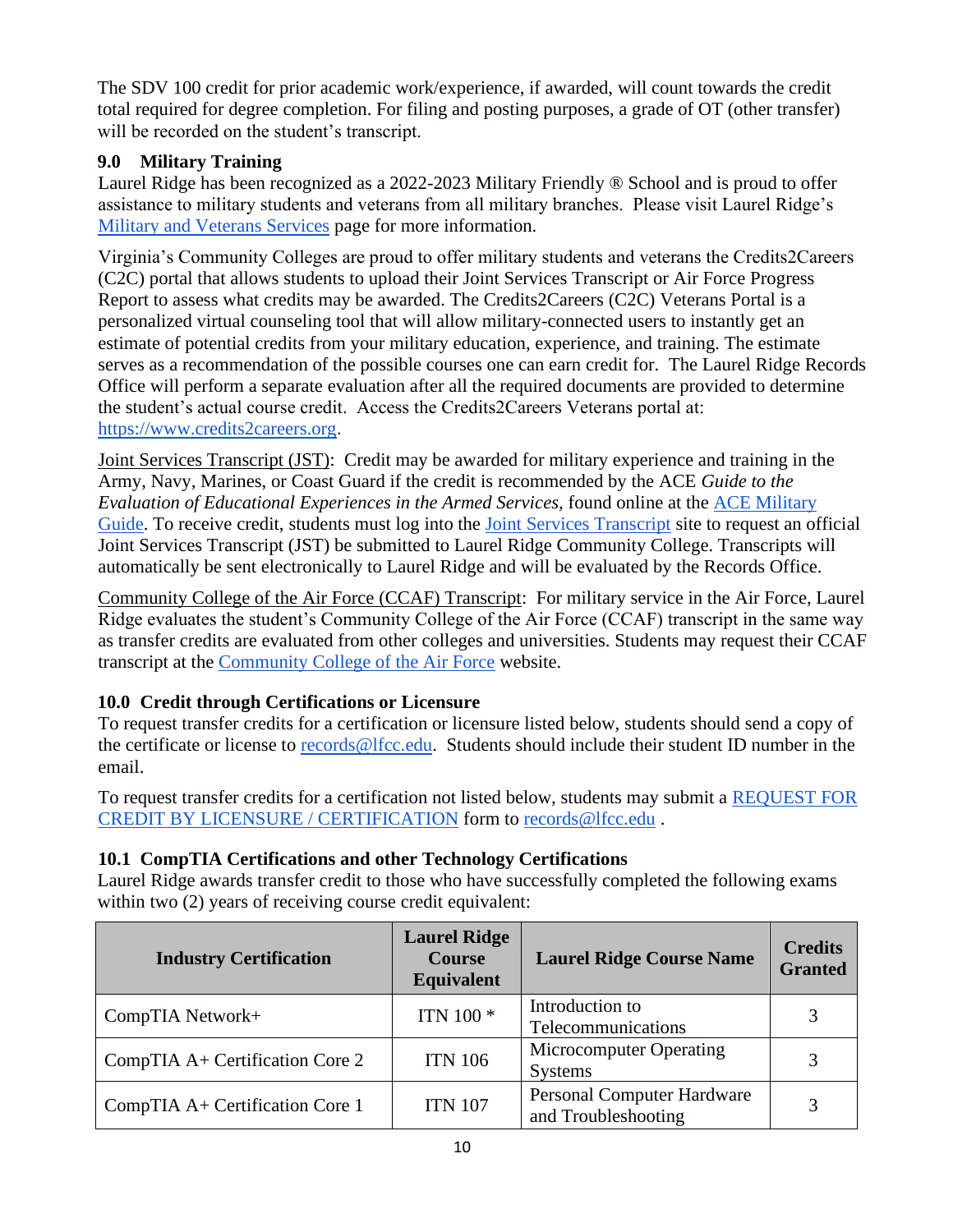The SDV 100 credit for prior academic work/experience, if awarded, will count towards the credit total required for degree completion. For filing and posting purposes, a grade of OT (other transfer) will be recorded on the student's transcript.

## 9.0 Military Training

Laurel Ridge has been recognized as a 2022-2023 Military Friendly ® School and is proud to offer assistance to military students and veterans from all military branches. Please visit Laurel Ridge's Military and Veterans Services page for more information.

Virginia's Community Colleges are proud to offer military students and veterans the Credits2Careers (C2C) portal that allows students to upload their Joint Services Transcript or Air Force Progress Report to assess what credits may be awarded. The Credits2Careers (C2C) Veterans Portal is a personalized virtual counseling tool that will allow military-connected users to instantly get an estimate of potential credits from your military education, experience, and training. The estimate serves as a recommendation of the possible courses one can earn credit for. The Laurel Ridge Records Office will perform a separate evaluation after all the required documents are provided to determine the student's actual course credit. Access the Credits2Careers Veterans portal at: https://www.credits2careers.org.

Joint Services Transcript (JST): Credit may be awarded for military experience and training in the Army, Navy, Marines, or Coast Guard if the credit is recommended by the ACE *Guide to the Evaluation of Educational Experiences in the Armed Services,* found online at the ACE Military Guide. To receive credit, students must log into the Joint Services Transcript site to request an official Joint Services Transcript (JST) be submitted to Laurel Ridge Community College. Transcripts will automatically be sent electronically to Laurel Ridge and will be evaluated by the Records Office.

Community College of the Air Force (CCAF) Transcript: For military service in the Air Force, Laurel Ridge evaluates the student's Community College of the Air Force (CCAF) transcript in the same way as transfer credits are evaluated from other colleges and universities. Students may request their CCAF transcript at the Community College of the Air Force website.

## 10.0 Credit through Certifications or Licensure

To request transfer credits for a certification or licensure listed below, students should send a copy of the certificate or license to records@lfcc.edu. Students should include their student ID number in the email.

To request transfer credits for a certification not listed below, students may submit a REQUEST FOR CREDIT BY LICENSURE / CERTIFICATION form to records@lfcc.edu .

### 10.1 CompTIA Certifications and other Technology Certifications

Laurel Ridge awards transfer credit to those who have successfully completed the following exams within two (2) years of receiving course credit equivalent:

| Industry Certification | Laurel Ridge Course Equivalent | Laurel Ridge Course Name | Credits Granted |
|---|---|---|---|
| CompTIA Network+ | ITN 100 * | Introduction to Telecommunications | 3 |
| CompTIA A+ Certification Core 2 | ITN 106 | Microcomputer Operating Systems | 3 |
| CompTIA A+ Certification Core 1 | ITN 107 | Personal Computer Hardware and Troubleshooting | 3 |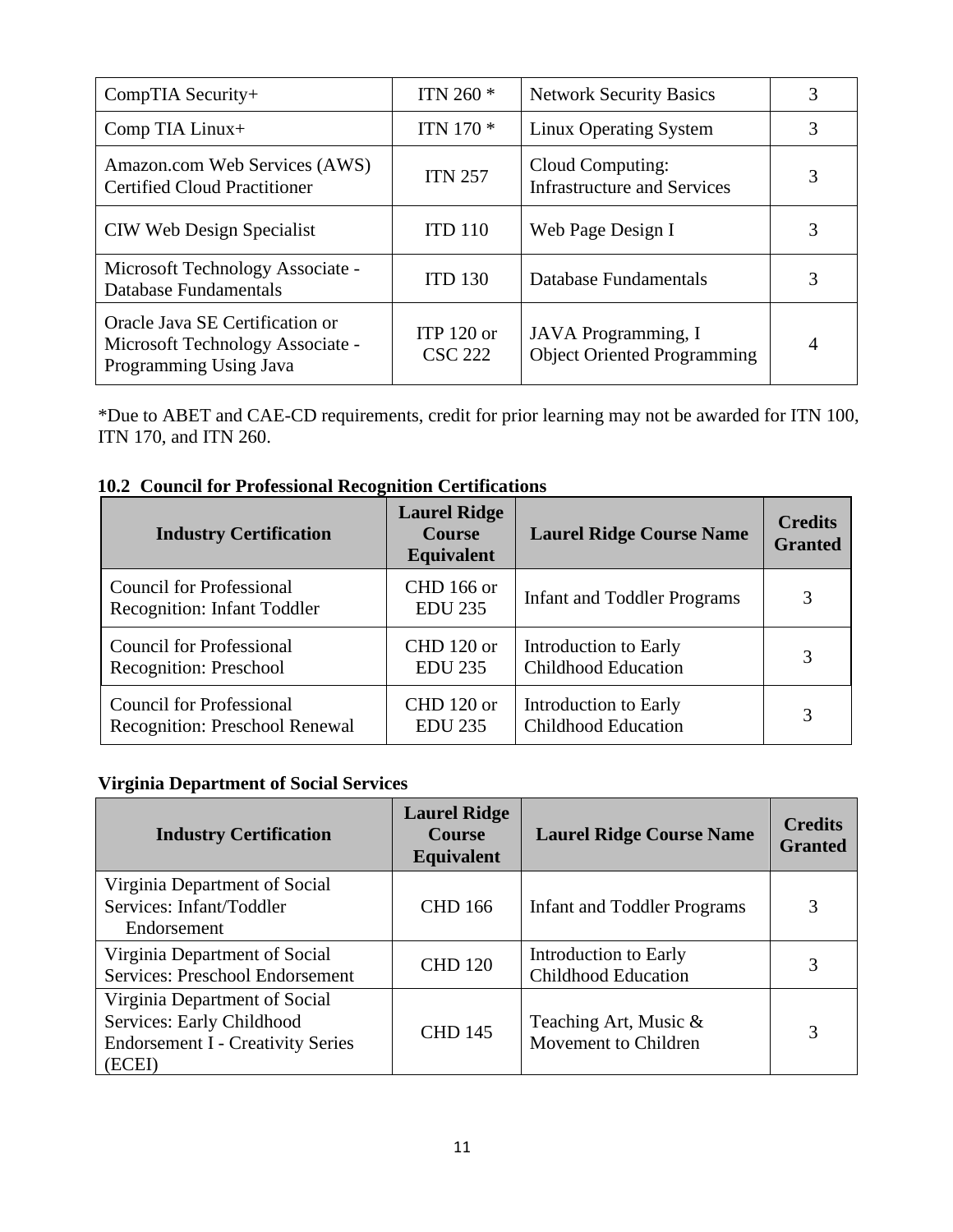| CompTIA Security+ | ITN 260 * | Network Security Basics | 3 |
|---|---|---|---|
| Comp TIA Linux+ | ITN 170 * | Linux Operating System | 3 |
| Amazon.com Web Services (AWS) Certified Cloud Practitioner | ITN 257 | Cloud Computing: Infrastructure and Services | 3 |
| CIW Web Design Specialist | ITD 110 | Web Page Design I | 3 |
| Microsoft Technology Associate - Database Fundamentals | ITD 130 | Database Fundamentals | 3 |
| Oracle Java SE Certification or Microsoft Technology Associate - Programming Using Java | ITP 120 or CSC 222 | JAVA Programming, I Object Oriented Programming | 4 |

*Due to ABET and CAE-CD requirements, credit for prior learning may not be awarded for ITN 100, ITN 170, and ITN 260.

**10.2 Council for Professional Recognition Certifications**

| Industry Certification | Laurel Ridge Course Equivalent | Laurel Ridge Course Name | Credits Granted |
|---|---|---|---|
| Council for Professional Recognition: Infant Toddler | CHD 166 or EDU 235 | Infant and Toddler Programs | 3 |
| Council for Professional Recognition: Preschool | CHD 120 or EDU 235 | Introduction to Early Childhood Education | 3 |
| Council for Professional Recognition: Preschool Renewal | CHD 120 or EDU 235 | Introduction to Early Childhood Education | 3 |

**Virginia Department of Social Services**

| Industry Certification | Laurel Ridge Course Equivalent | Laurel Ridge Course Name | Credits Granted |
|---|---|---|---|
| Virginia Department of Social Services: Infant/Toddler Endorsement | CHD 166 | Infant and Toddler Programs | 3 |
| Virginia Department of Social Services: Preschool Endorsement | CHD 120 | Introduction to Early Childhood Education | 3 |
| Virginia Department of Social Services: Early Childhood Endorsement I - Creativity Series (ECEI) | CHD 145 | Teaching Art, Music & Movement to Children | 3 |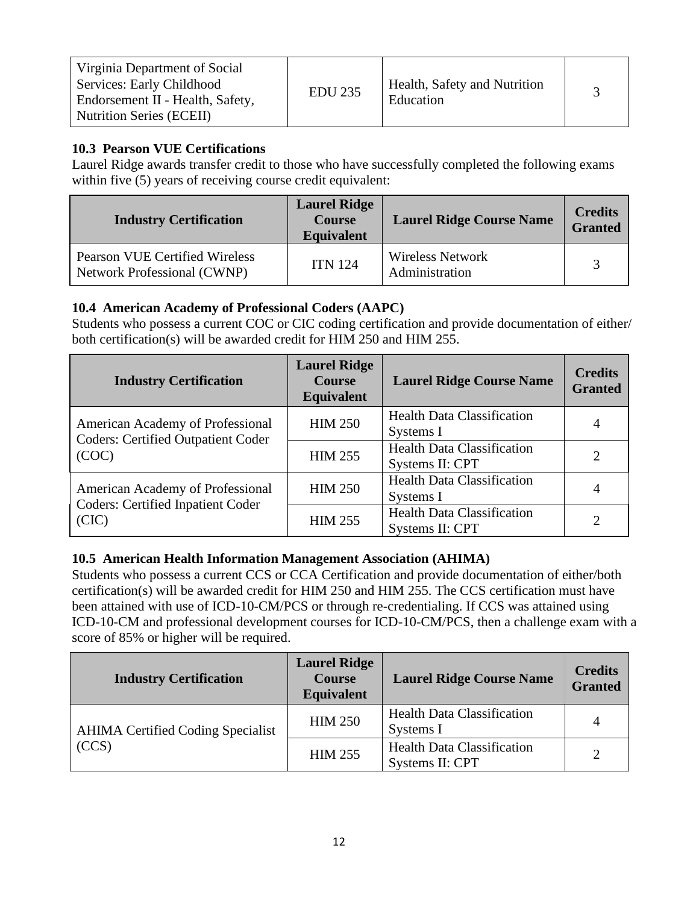| Virginia Department of Social Services: Early Childhood Endorsement II - Health, Safety, Nutrition Series (ECEII) | EDU 235 | Health, Safety and Nutrition Education | 3 |
|---|---|---|---|

### 10.3 Pearson VUE Certifications

Laurel Ridge awards transfer credit to those who have successfully completed the following exams within five (5) years of receiving course credit equivalent:

| Industry Certification | Laurel Ridge Course Equivalent | Laurel Ridge Course Name | Credits Granted |
|---|---|---|---|
| Pearson VUE Certified Wireless Network Professional (CWNP) | ITN 124 | Wireless Network Administration | 3 |

### 10.4 American Academy of Professional Coders (AAPC)

Students who possess a current COC or CIC coding certification and provide documentation of either/ both certification(s) will be awarded credit for HIM 250 and HIM 255.

| Industry Certification | Laurel Ridge Course Equivalent | Laurel Ridge Course Name | Credits Granted |
|---|---|---|---|
| American Academy of Professional Coders: Certified Outpatient Coder (COC) | HIM 250 | Health Data Classification Systems I | 4 |
| | HIM 255 | Health Data Classification Systems II: CPT | 2 |
| American Academy of Professional Coders: Certified Inpatient Coder (CIC) | HIM 250 | Health Data Classification Systems I | 4 |
| | HIM 255 | Health Data Classification Systems II: CPT | 2 |

### 10.5 American Health Information Management Association (AHIMA)

Students who possess a current CCS or CCA Certification and provide documentation of either/both certification(s) will be awarded credit for HIM 250 and HIM 255. The CCS certification must have been attained with use of ICD-10-CM/PCS or through re-credentialing. If CCS was attained using ICD-10-CM and professional development courses for ICD-10-CM/PCS, then a challenge exam with a score of 85% or higher will be required.

| Industry Certification | Laurel Ridge Course Equivalent | Laurel Ridge Course Name | Credits Granted |
|---|---|---|---|
| AHIMA Certified Coding Specialist (CCS) | HIM 250 | Health Data Classification Systems I | 4 |
| | HIM 255 | Health Data Classification Systems II: CPT | 2 |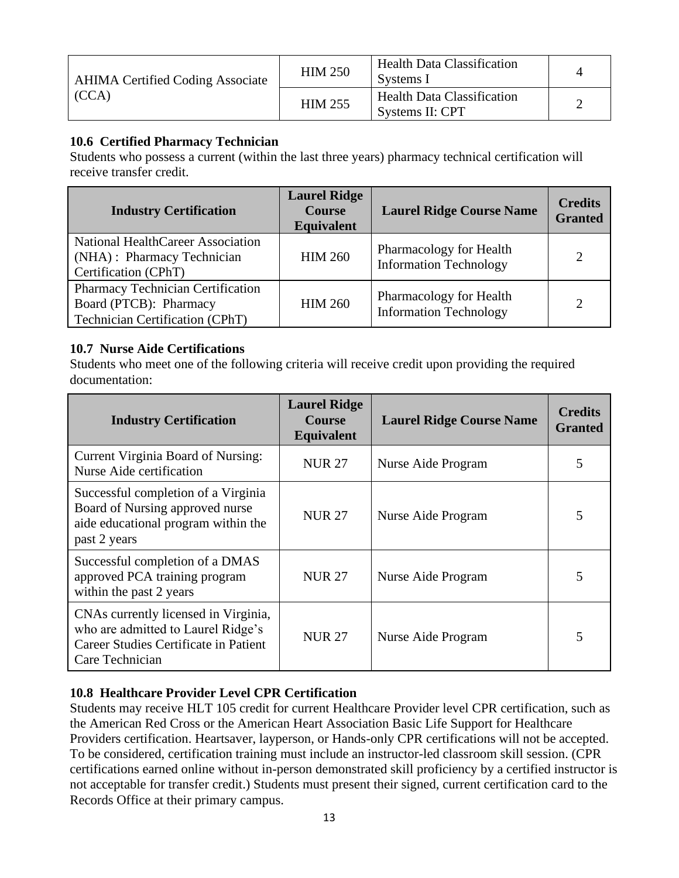| | | | |
|---|---|---|---|
| AHIMA Certified Coding Associate (CCA) | HIM 250 | Health Data Classification Systems I | 4 |
| | HIM 255 | Health Data Classification Systems II: CPT | 2 |

**10.6 Certified Pharmacy Technician**

Students who possess a current (within the last three years) pharmacy technical certification will receive transfer credit.

| Industry Certification | Laurel Ridge Course Equivalent | Laurel Ridge Course Name | Credits Granted |
|---|---|---|---|
| National HealthCareer Association (NHA) : Pharmacy Technician Certification (CPhT) | HIM 260 | Pharmacology for Health Information Technology | 2 |
| Pharmacy Technician Certification Board (PTCB): Pharmacy Technician Certification (CPhT) | HIM 260 | Pharmacology for Health Information Technology | 2 |

**10.7 Nurse Aide Certifications**

Students who meet one of the following criteria will receive credit upon providing the required documentation:

| Industry Certification | Laurel Ridge Course Equivalent | Laurel Ridge Course Name | Credits Granted |
|---|---|---|---|
| Current Virginia Board of Nursing: Nurse Aide certification | NUR 27 | Nurse Aide Program | 5 |
| Successful completion of a Virginia Board of Nursing approved nurse aide educational program within the past 2 years | NUR 27 | Nurse Aide Program | 5 |
| Successful completion of a DMAS approved PCA training program within the past 2 years | NUR 27 | Nurse Aide Program | 5 |
| CNAs currently licensed in Virginia, who are admitted to Laurel Ridge's Career Studies Certificate in Patient Care Technician | NUR 27 | Nurse Aide Program | 5 |

**10.8 Healthcare Provider Level CPR Certification**

Students may receive HLT 105 credit for current Healthcare Provider level CPR certification, such as the American Red Cross or the American Heart Association Basic Life Support for Healthcare Providers certification. Heartsaver, layperson, or Hands-only CPR certifications will not be accepted. To be considered, certification training must include an instructor-led classroom skill session. (CPR certifications earned online without in-person demonstrated skill proficiency by a certified instructor is not acceptable for transfer credit.) Students must present their signed, current certification card to the Records Office at their primary campus.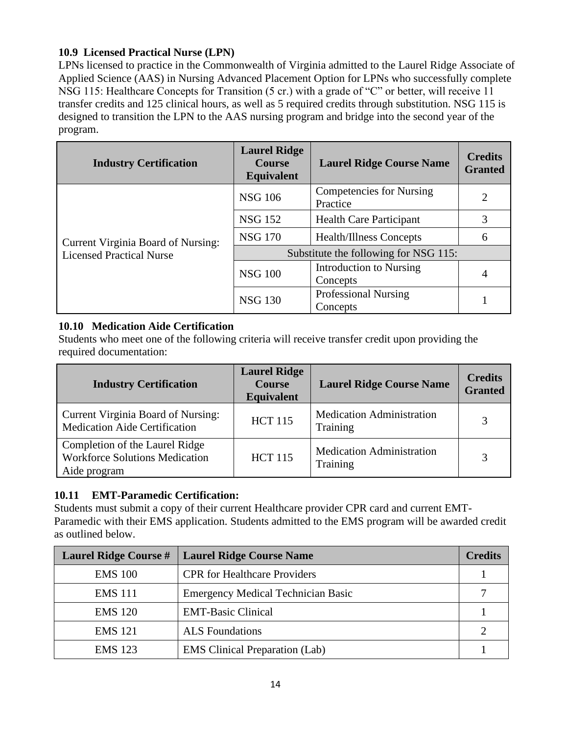### 10.9 Licensed Practical Nurse (LPN)

LPNs licensed to practice in the Commonwealth of Virginia admitted to the Laurel Ridge Associate of Applied Science (AAS) in Nursing Advanced Placement Option for LPNs who successfully complete NSG 115: Healthcare Concepts for Transition (5 cr.) with a grade of "C" or better, will receive 11 transfer credits and 125 clinical hours, as well as 5 required credits through substitution. NSG 115 is designed to transition the LPN to the AAS nursing program and bridge into the second year of the program.

| Industry Certification | Laurel Ridge Course Equivalent | Laurel Ridge Course Name | Credits Granted |
|---|---|---|---|
| Current Virginia Board of Nursing: Licensed Practical Nurse | NSG 106 | Competencies for Nursing Practice | 2 |
| | NSG 152 | Health Care Participant | 3 |
| | NSG 170 | Health/Illness Concepts | 6 |
| | Substitute the following for NSG 115: | | |
| | NSG 100 | Introduction to Nursing Concepts | 4 |
| | NSG 130 | Professional Nursing Concepts | 1 |

### 10.10 Medication Aide Certification

Students who meet one of the following criteria will receive transfer credit upon providing the required documentation:

| Industry Certification | Laurel Ridge Course Equivalent | Laurel Ridge Course Name | Credits Granted |
|---|---|---|---|
| Current Virginia Board of Nursing: Medication Aide Certification | HCT 115 | Medication Administration Training | 3 |
| Completion of the Laurel Ridge Workforce Solutions Medication Aide program | HCT 115 | Medication Administration Training | 3 |

### 10.11 EMT-Paramedic Certification:

Students must submit a copy of their current Healthcare provider CPR card and current EMT-Paramedic with their EMS application. Students admitted to the EMS program will be awarded credit as outlined below.

| Laurel Ridge Course # | Laurel Ridge Course Name | Credits |
|---|---|---|
| EMS 100 | CPR for Healthcare Providers | 1 |
| EMS 111 | Emergency Medical Technician Basic | 7 |
| EMS 120 | EMT-Basic Clinical | 1 |
| EMS 121 | ALS Foundations | 2 |
| EMS 123 | EMS Clinical Preparation (Lab) | 1 |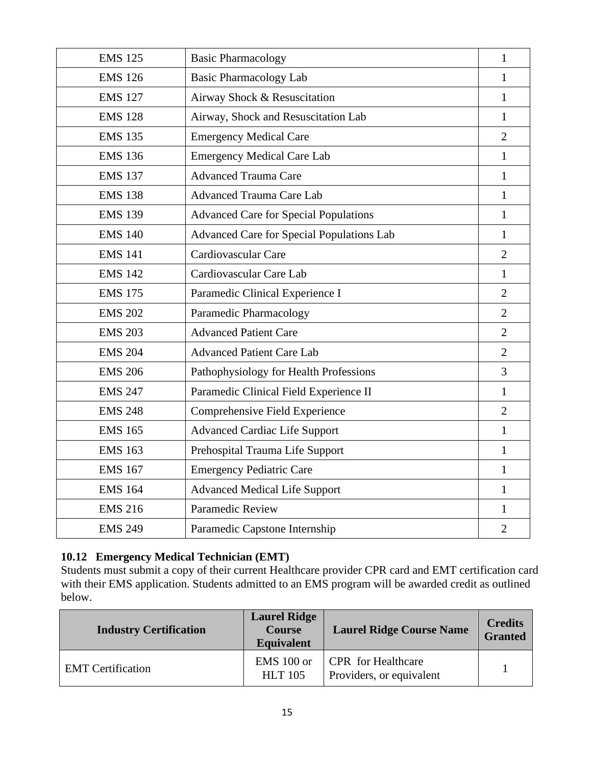| EMS 125 | Basic Pharmacology | 1 |
|---|---|---|
| EMS 126 | Basic Pharmacology Lab | 1 |
| EMS 127 | Airway Shock & Resuscitation | 1 |
| EMS 128 | Airway, Shock and Resuscitation Lab | 1 |
| EMS 135 | Emergency Medical Care | 2 |
| EMS 136 | Emergency Medical Care Lab | 1 |
| EMS 137 | Advanced Trauma Care | 1 |
| EMS 138 | Advanced Trauma Care Lab | 1 |
| EMS 139 | Advanced Care for Special Populations | 1 |
| EMS 140 | Advanced Care for Special Populations Lab | 1 |
| EMS 141 | Cardiovascular Care | 2 |
| EMS 142 | Cardiovascular Care Lab | 1 |
| EMS 175 | Paramedic Clinical Experience I | 2 |
| EMS 202 | Paramedic Pharmacology | 2 |
| EMS 203 | Advanced Patient Care | 2 |
| EMS 204 | Advanced Patient Care Lab | 2 |
| EMS 206 | Pathophysiology for Health Professions | 3 |
| EMS 247 | Paramedic Clinical Field Experience II | 1 |
| EMS 248 | Comprehensive Field Experience | 2 |
| EMS 165 | Advanced Cardiac Life Support | 1 |
| EMS 163 | Prehospital Trauma Life Support | 1 |
| EMS 167 | Emergency Pediatric Care | 1 |
| EMS 164 | Advanced Medical Life Support | 1 |
| EMS 216 | Paramedic Review | 1 |
| EMS 249 | Paramedic Capstone Internship | 2 |

### 10.12 Emergency Medical Technician (EMT)

Students must submit a copy of their current Healthcare provider CPR card and EMT certification card with their EMS application. Students admitted to an EMS program will be awarded credit as outlined below.

| Industry Certification | Laurel Ridge Course Equivalent | Laurel Ridge Course Name | Credits Granted |
|---|---|---|---|
| EMT Certification | EMS 100 or HLT 105 | CPR for Healthcare Providers, or equivalent | 1 |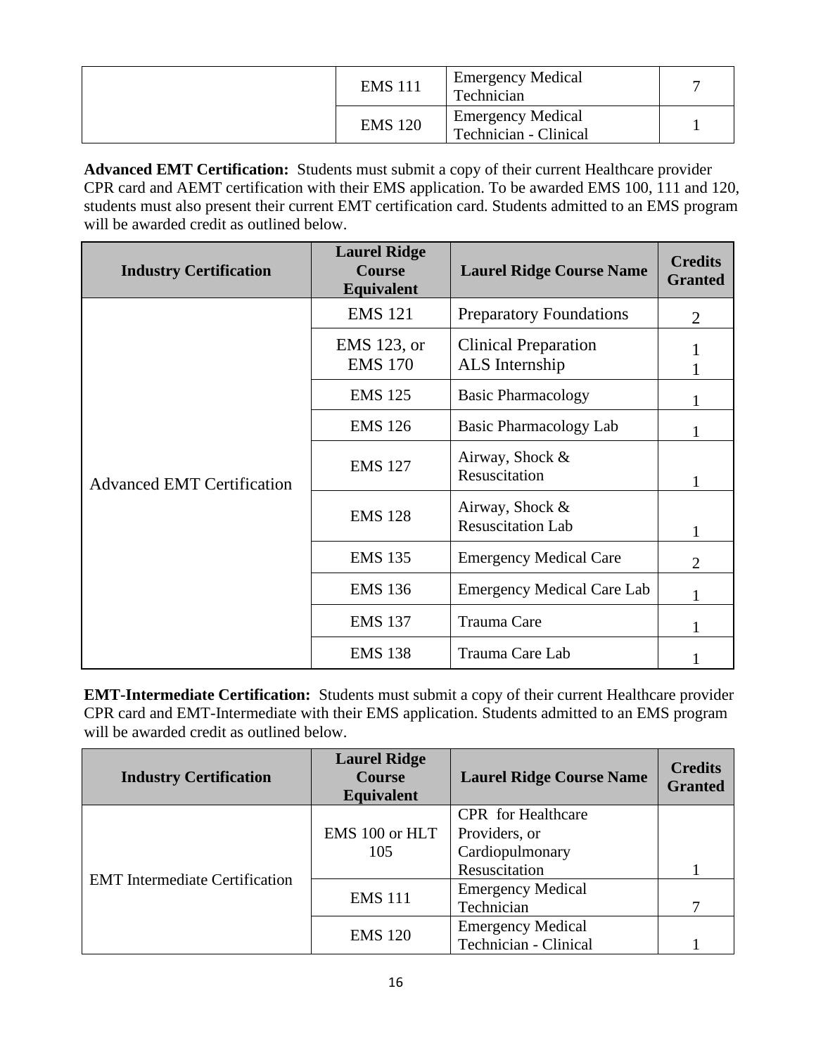| | | | |
|---|---|---|---|
| | EMS 111 | Emergency Medical Technician | 7 |
| | EMS 120 | Emergency Medical Technician - Clinical | 1 |

**Advanced EMT Certification:** Students must submit a copy of their current Healthcare provider CPR card and AEMT certification with their EMS application. To be awarded EMS 100, 111 and 120, students must also present their current EMT certification card. Students admitted to an EMS program will be awarded credit as outlined below.

| Industry Certification | Laurel Ridge Course Equivalent | Laurel Ridge Course Name | Credits Granted |
|---|---|---|---|
| Advanced EMT Certification | EMS 121 | Preparatory Foundations | 2 |
| | EMS 123, or EMS 170 | Clinical Preparation ALS Internship | 1 1 |
| | EMS 125 | Basic Pharmacology | 1 |
| | EMS 126 | Basic Pharmacology Lab | 1 |
| | EMS 127 | Airway, Shock & Resuscitation | 1 |
| | EMS 128 | Airway, Shock & Resuscitation Lab | 1 |
| | EMS 135 | Emergency Medical Care | 2 |
| | EMS 136 | Emergency Medical Care Lab | 1 |
| | EMS 137 | Trauma Care | 1 |
| | EMS 138 | Trauma Care Lab | 1 |

**EMT-Intermediate Certification:** Students must submit a copy of their current Healthcare provider CPR card and EMT-Intermediate with their EMS application. Students admitted to an EMS program will be awarded credit as outlined below.

| Industry Certification | Laurel Ridge Course Equivalent | Laurel Ridge Course Name | Credits Granted |
|---|---|---|---|
| EMT Intermediate Certification | EMS 100 or HLT 105 | CPR for Healthcare Providers, or Cardiopulmonary Resuscitation | 1 |
| | EMS 111 | Emergency Medical Technician | 7 |
| | EMS 120 | Emergency Medical Technician - Clinical | 1 |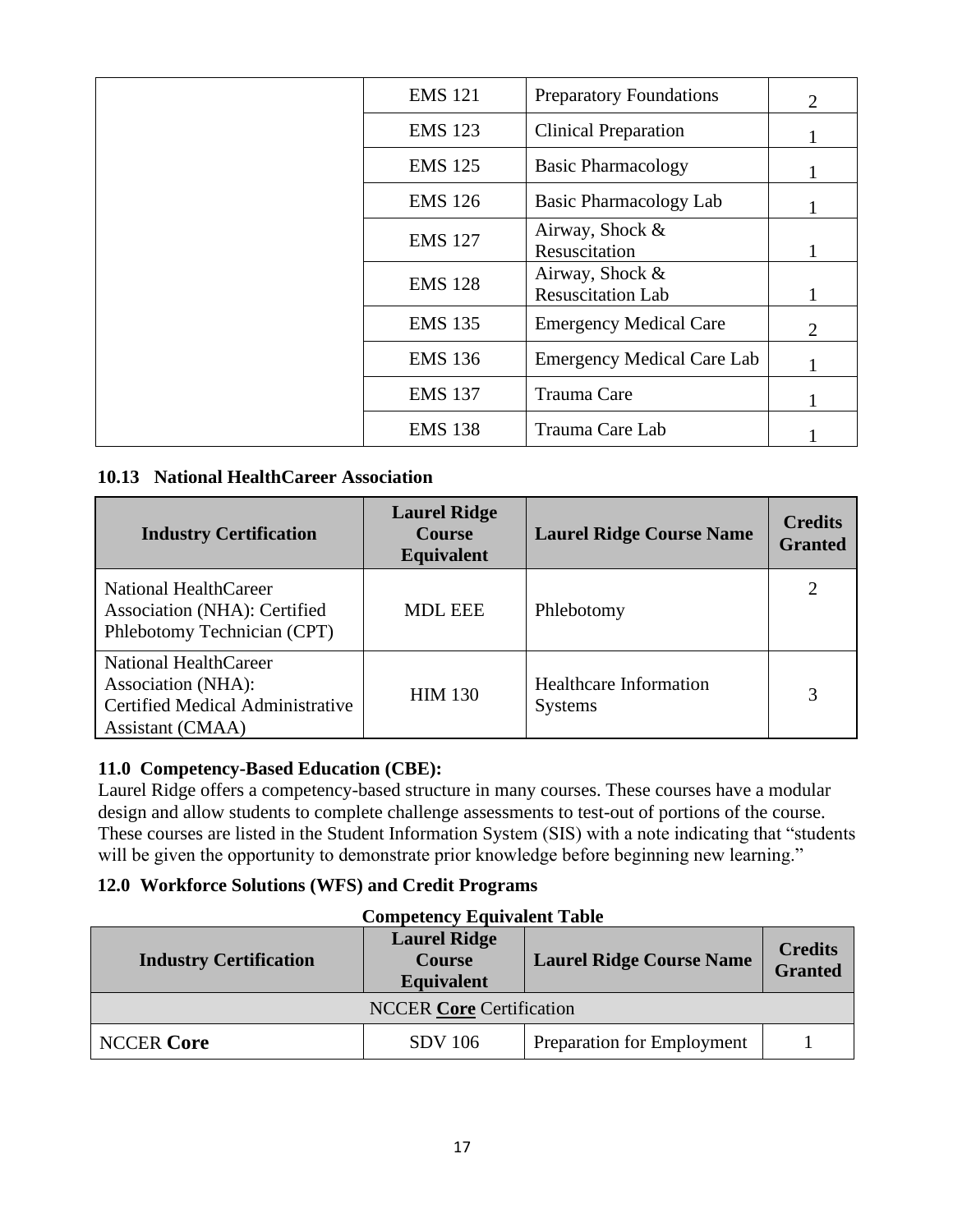| | | | |
|---|---|---|---|
| | EMS 121 | Preparatory Foundations | 2 |
| | EMS 123 | Clinical Preparation | 1 |
| | EMS 125 | Basic Pharmacology | 1 |
| | EMS 126 | Basic Pharmacology Lab | 1 |
| | EMS 127 | Airway, Shock & Resuscitation | 1 |
| | EMS 128 | Airway, Shock & Resuscitation Lab | 1 |
| | EMS 135 | Emergency Medical Care | 2 |
| | EMS 136 | Emergency Medical Care Lab | 1 |
| | EMS 137 | Trauma Care | 1 |
| | EMS 138 | Trauma Care Lab | 1 |

### 10.13 National HealthCareer Association

| Industry Certification | Laurel Ridge Course Equivalent | Laurel Ridge Course Name | Credits Granted |
|---|---|---|---|
| National HealthCareer Association (NHA): Certified Phlebotomy Technician (CPT) | MDL EEE | Phlebotomy | 2 |
| National HealthCareer Association (NHA): Certified Medical Administrative Assistant (CMAA) | HIM 130 | Healthcare Information Systems | 3 |

### 11.0 Competency-Based Education (CBE):

Laurel Ridge offers a competency-based structure in many courses. These courses have a modular design and allow students to complete challenge assessments to test-out of portions of the course. These courses are listed in the Student Information System (SIS) with a note indicating that "students will be given the opportunity to demonstrate prior knowledge before beginning new learning."

### 12.0 Workforce Solutions (WFS) and Credit Programs

**Competency Equivalent Table**

| Industry Certification | Laurel Ridge Course Equivalent | Laurel Ridge Course Name | Credits Granted |
|---|---|---|---|
| NCCER **Core** Certification | | | |
| NCCER **Core** | SDV 106 | Preparation for Employment | 1 |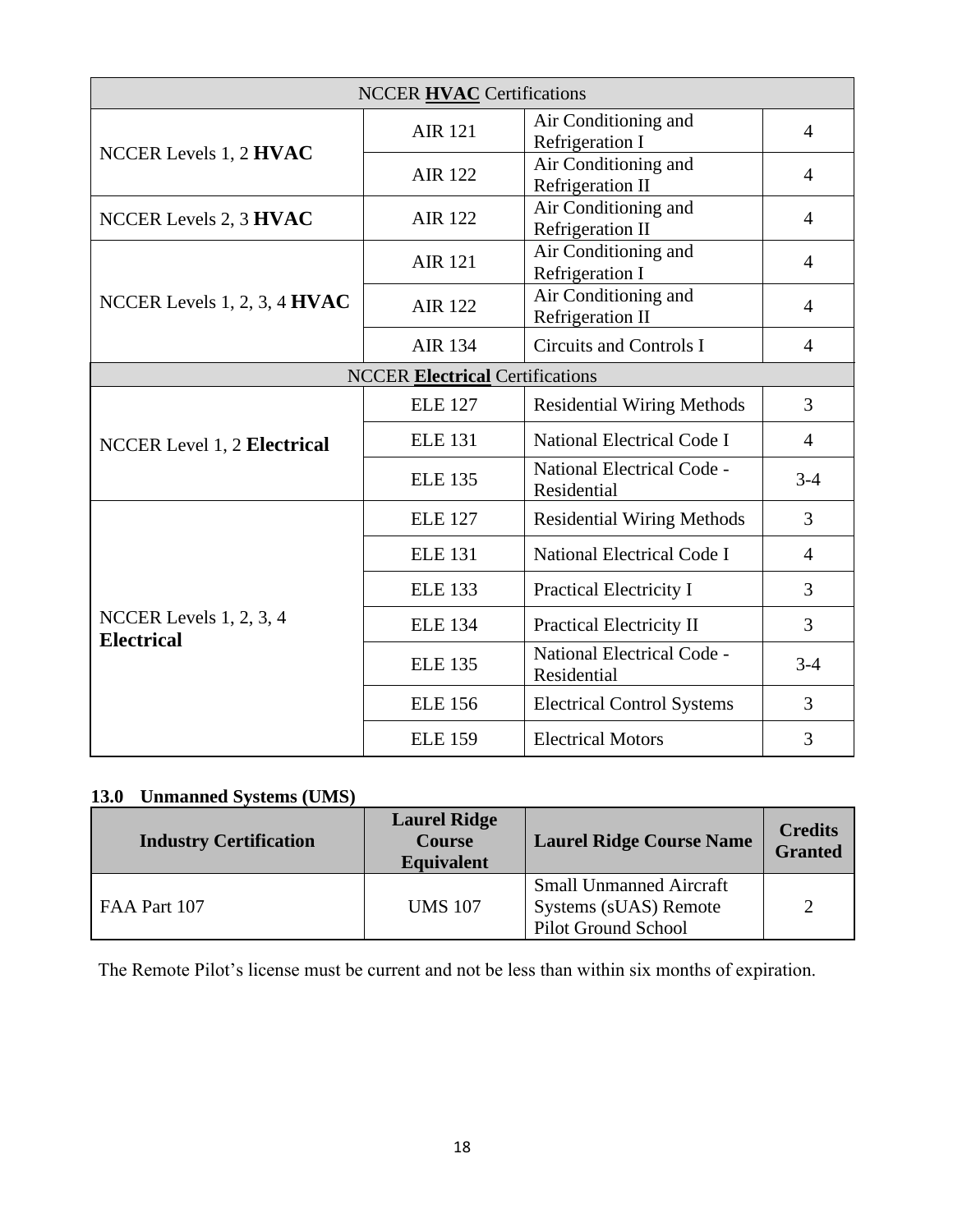| | | | |
|---|---|---|---|
| NCCER **HVAC** Certifications | | | |
| NCCER Levels 1, 2 **HVAC** | AIR 121 | Air Conditioning and Refrigeration I | 4 |
| | AIR 122 | Air Conditioning and Refrigeration II | 4 |
| NCCER Levels 2, 3 **HVAC** | AIR 122 | Air Conditioning and Refrigeration II | 4 |
| NCCER Levels 1, 2, 3, 4 **HVAC** | AIR 121 | Air Conditioning and Refrigeration I | 4 |
| | AIR 122 | Air Conditioning and Refrigeration II | 4 |
| | AIR 134 | Circuits and Controls I | 4 |
| NCCER **Electrical** Certifications | | | |
| NCCER Level 1, 2 **Electrical** | ELE 127 | Residential Wiring Methods | 3 |
| | ELE 131 | National Electrical Code I | 4 |
| | ELE 135 | National Electrical Code - Residential | 3-4 |
| NCCER Levels 1, 2, 3, 4 **Electrical** | ELE 127 | Residential Wiring Methods | 3 |
| | ELE 131 | National Electrical Code I | 4 |
| | ELE 133 | Practical Electricity I | 3 |
| | ELE 134 | Practical Electricity II | 3 |
| | ELE 135 | National Electrical Code - Residential | 3-4 |
| | ELE 156 | Electrical Control Systems | 3 |
| | ELE 159 | Electrical Motors | 3 |

### 13.0 Unmanned Systems (UMS)

| Industry Certification | Laurel Ridge Course Equivalent | Laurel Ridge Course Name | Credits Granted |
|---|---|---|---|
| FAA Part 107 | UMS 107 | Small Unmanned Aircraft Systems (sUAS) Remote Pilot Ground School | 2 |

The Remote Pilot's license must be current and not be less than within six months of expiration.